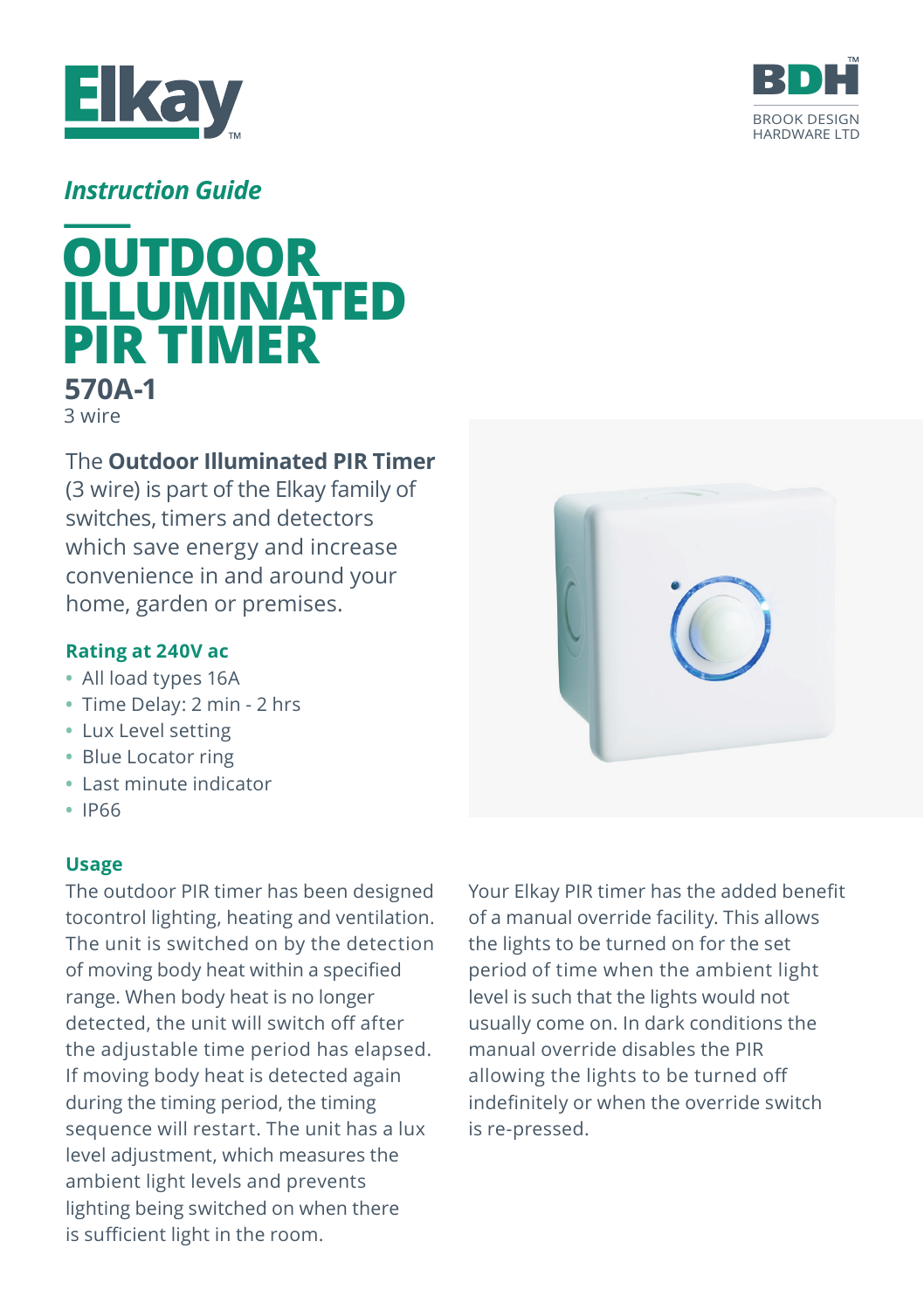Elkay™

BDH™
BROOK DESIGN
HARDWARE LTD

*Instruction Guide*

# OUTDOOR ILLUMINATED PIR TIMER

## 570A-1

3 wire

The **Outdoor Illuminated PIR Timer** (3 wire) is part of the Elkay family of switches, timers and detectors which save energy and increase convenience in and around your home, garden or premises.

### Rating at 240V ac

- All load types 16A
- Time Delay: 2 min - 2 hrs
- Lux Level setting
- Blue Locator ring
- Last minute indicator
- IP66

### Usage

The outdoor PIR timer has been designed tocontrol lighting, heating and ventilation. The unit is switched on by the detection of moving body heat within a specified range. When body heat is no longer detected, the unit will switch off after the adjustable time period has elapsed. If moving body heat is detected again during the timing period, the timing sequence will restart. The unit has a lux level adjustment, which measures the ambient light levels and prevents lighting being switched on when there is sufficient light in the room.

Your Elkay PIR timer has the added benefit of a manual override facility. This allows the lights to be turned on for the set period of time when the ambient light level is such that the lights would not usually come on. In dark conditions the manual override disables the PIR allowing the lights to be turned off indefinitely or when the override switch is re-pressed.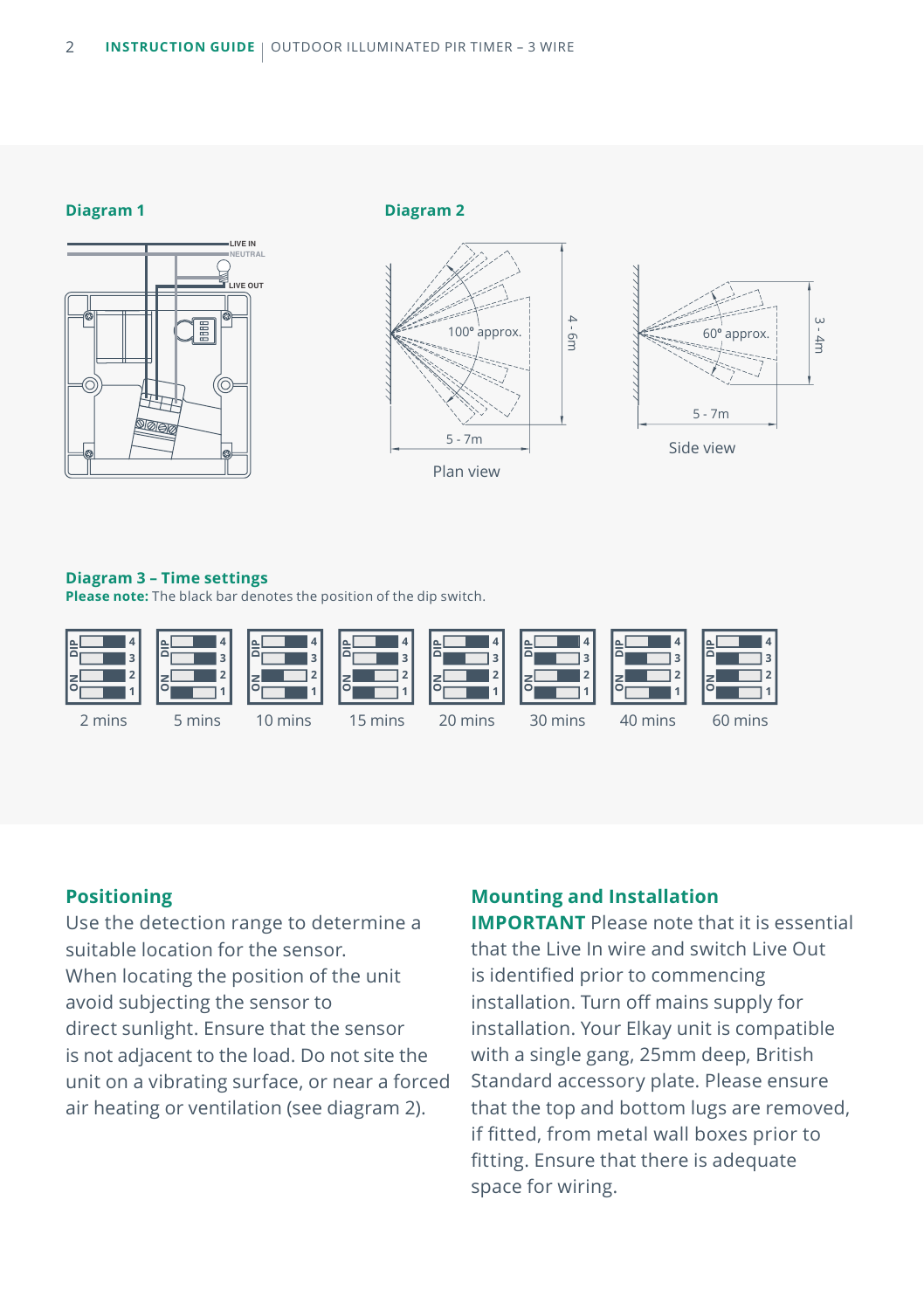## Diagram 1

LIVE IN
NEUTRAL
LIVE OUT

## Diagram 2

100° approx.
4 - 6m
5 - 7m
Plan view

60° approx.
3 - 4m
5 - 7m
Side view

## Diagram 3 – Time settings

**Please note:** The black bar denotes the position of the dip switch.

2 mins
5 mins
10 mins
15 mins
20 mins
30 mins
40 mins
60 mins

## Positioning

Use the detection range to determine a suitable location for the sensor. When locating the position of the unit avoid subjecting the sensor to direct sunlight. Ensure that the sensor is not adjacent to the load. Do not site the unit on a vibrating surface, or near a forced air heating or ventilation (see diagram 2).

## Mounting and Installation

**IMPORTANT** Please note that it is essential that the Live In wire and switch Live Out is identified prior to commencing installation. Turn off mains supply for installation. Your Elkay unit is compatible with a single gang, 25mm deep, British Standard accessory plate. Please ensure that the top and bottom lugs are removed, if fitted, from metal wall boxes prior to fitting. Ensure that there is adequate space for wiring.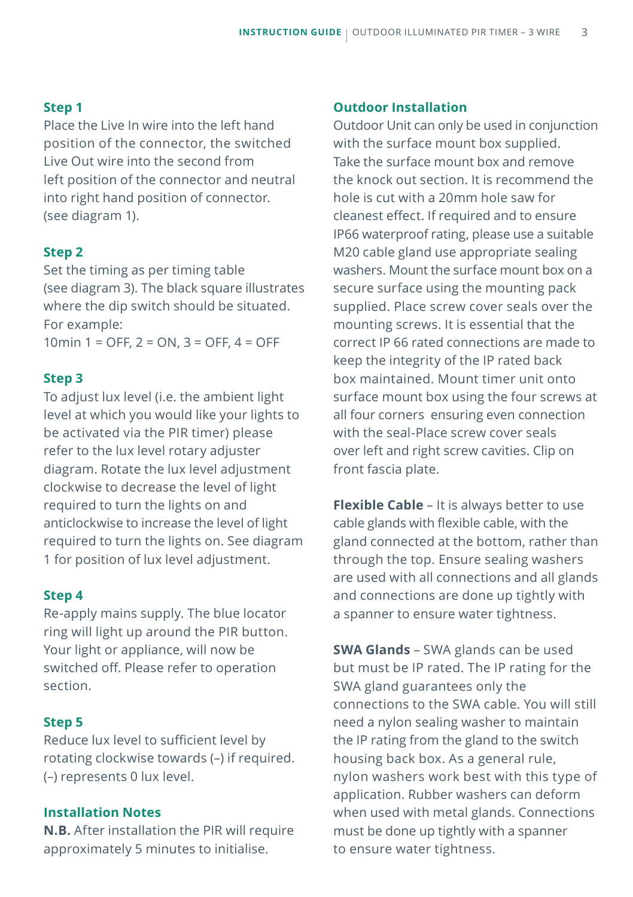### Step 1

Place the Live In wire into the left hand position of the connector, the switched Live Out wire into the second from left position of the connector and neutral into right hand position of connector. (see diagram 1).

### Step 2

Set the timing as per timing table (see diagram 3). The black square illustrates where the dip switch should be situated. For example:
10min 1 = OFF, 2 = ON, 3 = OFF, 4 = OFF

### Step 3

To adjust lux level (i.e. the ambient light level at which you would like your lights to be activated via the PIR timer) please refer to the lux level rotary adjuster diagram. Rotate the lux level adjustment clockwise to decrease the level of light required to turn the lights on and anticlockwise to increase the level of light required to turn the lights on. See diagram 1 for position of lux level adjustment.

### Step 4

Re-apply mains supply. The blue locator ring will light up around the PIR button. Your light or appliance, will now be switched off. Please refer to operation section.

### Step 5

Reduce lux level to sufficient level by rotating clockwise towards (–) if required. (–) represents 0 lux level.

### Installation Notes

**N.B.** After installation the PIR will require approximately 5 minutes to initialise.

### Outdoor Installation

Outdoor Unit can only be used in conjunction with the surface mount box supplied. Take the surface mount box and remove the knock out section. It is recommend the hole is cut with a 20mm hole saw for cleanest effect. If required and to ensure IP66 waterproof rating, please use a suitable M20 cable gland use appropriate sealing washers. Mount the surface mount box on a secure surface using the mounting pack supplied. Place screw cover seals over the mounting screws. It is essential that the correct IP 66 rated connections are made to keep the integrity of the IP rated back box maintained. Mount timer unit onto surface mount box using the four screws at all four corners ensuring even connection with the seal-Place screw cover seals over left and right screw cavities. Clip on front fascia plate.

**Flexible Cable** – It is always better to use cable glands with flexible cable, with the gland connected at the bottom, rather than through the top. Ensure sealing washers are used with all connections and all glands and connections are done up tightly with a spanner to ensure water tightness.

**SWA Glands** – SWA glands can be used but must be IP rated. The IP rating for the SWA gland guarantees only the connections to the SWA cable. You will still need a nylon sealing washer to maintain the IP rating from the gland to the switch housing back box. As a general rule, nylon washers work best with this type of application. Rubber washers can deform when used with metal glands. Connections must be done up tightly with a spanner to ensure water tightness.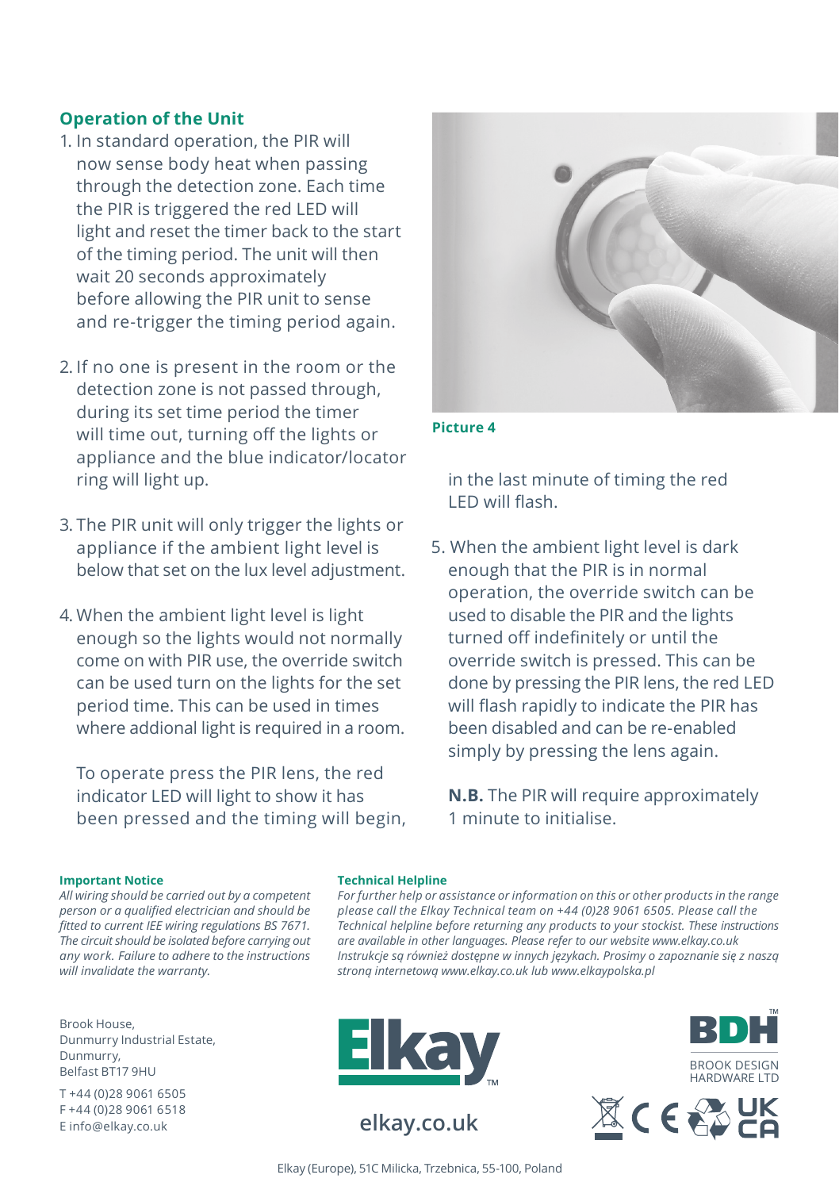## Operation of the Unit

1. In standard operation, the PIR will now sense body heat when passing through the detection zone. Each time the PIR is triggered the red LED will light and reset the timer back to the start of the timing period. The unit will then wait 20 seconds approximately before allowing the PIR unit to sense and re-trigger the timing period again.

2. If no one is present in the room or the detection zone is not passed through, during its set time period the timer will time out, turning off the lights or appliance and the blue indicator/locator ring will light up.

3. The PIR unit will only trigger the lights or appliance if the ambient light level is below that set on the lux level adjustment.

4. When the ambient light level is light enough so the lights would not normally come on with PIR use, the override switch can be used turn on the lights for the set period time. This can be used in times where addional light is required in a room.

   To operate press the PIR lens, the red indicator LED will light to show it has been pressed and the timing will begin, in the last minute of timing the red LED will flash.

Picture 4

5. When the ambient light level is dark enough that the PIR is in normal operation, the override switch can be used to disable the PIR and the lights turned off indefinitely or until the override switch is pressed. This can be done by pressing the PIR lens, the red LED will flash rapidly to indicate the PIR has been disabled and can be re-enabled simply by pressing the lens again.

   **N.B.** The PIR will require approximately 1 minute to initialise.

**Important Notice**

*All wiring should be carried out by a competent person or a qualified electrician and should be fitted to current IEE wiring regulations BS 7671. The circuit should be isolated before carrying out any work. Failure to adhere to the instructions will invalidate the warranty.*

**Technical Helpline**

*For further help or assistance or information on this or other products in the range please call the Elkay Technical team on +44 (0)28 9061 6505. Please call the Technical helpline before returning any products to your stockist. These instructions are available in other languages. Please refer to our website www.elkay.co.uk Instrukcje są również dostępne w innych językach. Prosimy o zapoznanie się z naszą stroną internetową www.elkay.co.uk lub www.elkaypolska.pl*

Brook House,
Dunmurry Industrial Estate,
Dunmurry,
Belfast BT17 9HU

T +44 (0)28 9061 6505
F +44 (0)28 9061 6518
E info@elkay.co.uk

Elkay™

elkay.co.uk

BDH™
BROOK DESIGN HARDWARE LTD

Elkay (Europe), 51C Milicka, Trzebnica, 55-100, Poland